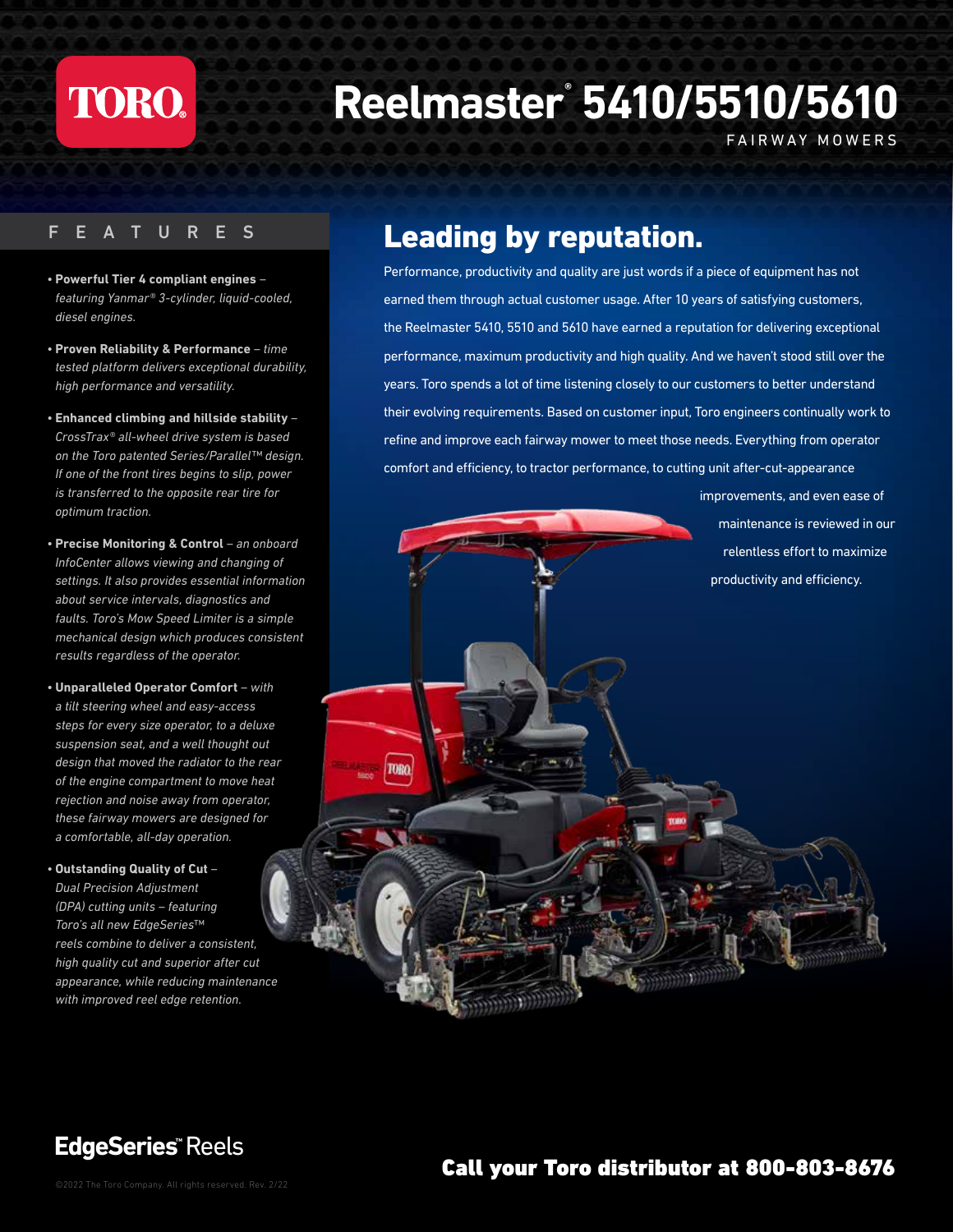TORO

# Reelmaster® 5410/5510/5610

FAIRWAY MOWERS

## FEATURES

- **Powerful Tier 4 compliant engines** – *featuring Yanmar® 3-cylinder, liquid-cooled, diesel engines.*
- **Proven Reliability & Performance** – *time tested platform delivers exceptional durability, high performance and versatility.*
- **Enhanced climbing and hillside stability** – *CrossTrax® all-wheel drive system is based on the Toro patented Series/Parallel™ design. If one of the front tires begins to slip, power is transferred to the opposite rear tire for optimum traction.*
- **Precise Monitoring & Control** – *an onboard InfoCenter allows viewing and changing of settings. It also provides essential information about service intervals, diagnostics and faults. Toro's Mow Speed Limiter is a simple mechanical design which produces consistent results regardless of the operator.*
- **Unparalleled Operator Comfort** – *with a tilt steering wheel and easy-access steps for every size operator, to a deluxe suspension seat, and a well thought out design that moved the radiator to the rear of the engine compartment to move heat rejection and noise away from operator, these fairway mowers are designed for a comfortable, all-day operation.*
- **Outstanding Quality of Cut** – *Dual Precision Adjustment (DPA) cutting units – featuring Toro's all new EdgeSeries™ reels combine to deliver a consistent, high quality cut and superior after cut appearance, while reducing maintenance with improved reel edge retention.*

## Leading by reputation.

Performance, productivity and quality are just words if a piece of equipment has not earned them through actual customer usage. After 10 years of satisfying customers, the Reelmaster 5410, 5510 and 5610 have earned a reputation for delivering exceptional performance, maximum productivity and high quality. And we haven't stood still over the years. Toro spends a lot of time listening closely to our customers to better understand their evolving requirements. Based on customer input, Toro engineers continually work to refine and improve each fairway mower to meet those needs. Everything from operator comfort and efficiency, to tractor performance, to cutting unit after-cut-appearance improvements, and even ease of maintenance is reviewed in our relentless effort to maximize productivity and efficiency.

EdgeSeries™ Reels

©2022 The Toro Company. All rights reserved. Rev. 2/22

**Call your Toro distributor at 800-803-8676**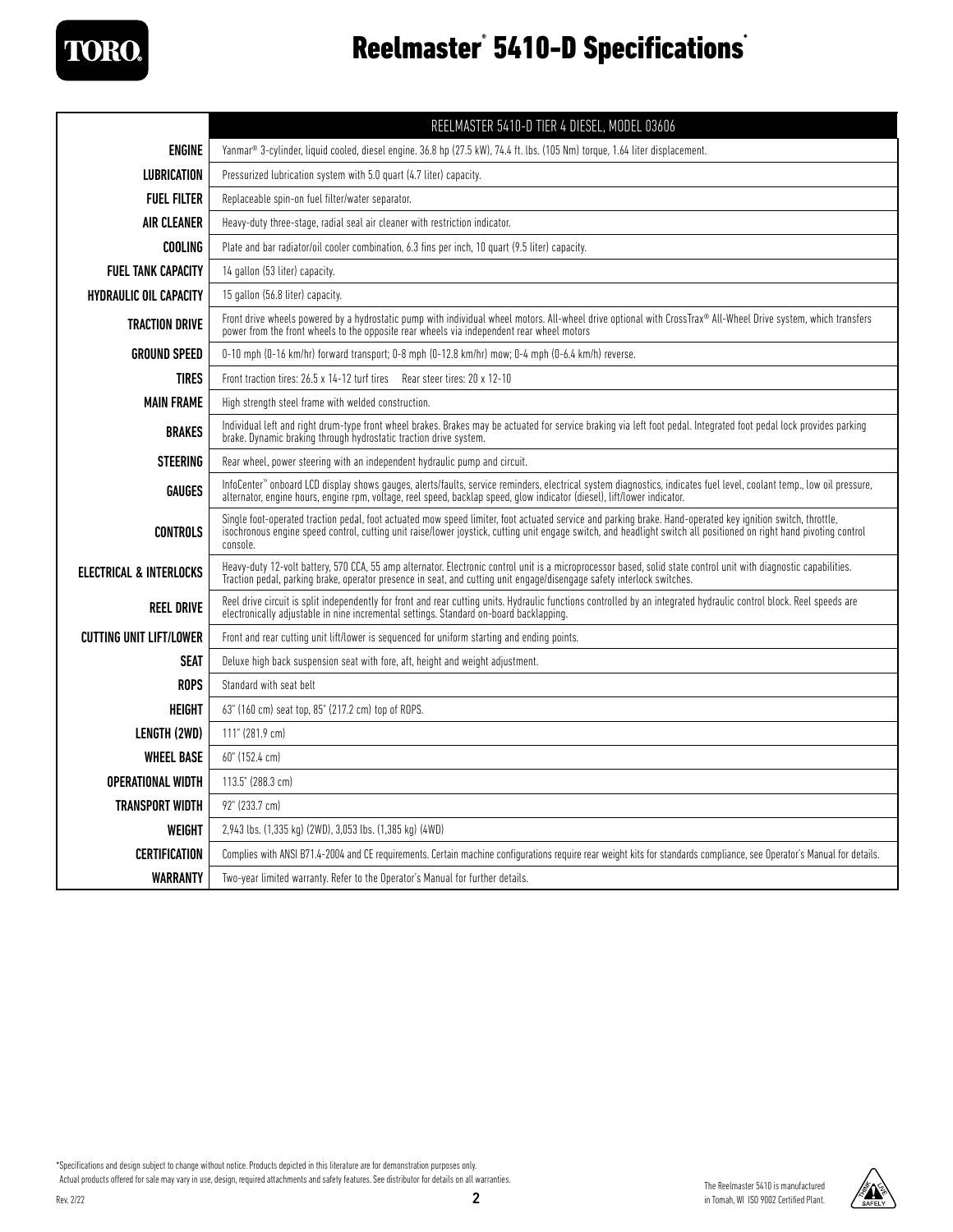# Reelmaster® 5410-D Specifications*

| | REELMASTER 5410-D TIER 4 DIESEL, MODEL 03606 |
|---|---|
| **ENGINE** | Yanmar® 3-cylinder, liquid cooled, diesel engine. 36.8 hp (27.5 kW), 74.4 ft. lbs. (105 Nm) torque, 1.64 liter displacement. |
| **LUBRICATION** | Pressurized lubrication system with 5.0 quart (4.7 liter) capacity. |
| **FUEL FILTER** | Replaceable spin-on fuel filter/water separator. |
| **AIR CLEANER** | Heavy-duty three-stage, radial seal air cleaner with restriction indicator. |
| **COOLING** | Plate and bar radiator/oil cooler combination, 6.3 fins per inch, 10 quart (9.5 liter) capacity. |
| **FUEL TANK CAPACITY** | 14 gallon (53 liter) capacity. |
| **HYDRAULIC OIL CAPACITY** | 15 gallon (56.8 liter) capacity. |
| **TRACTION DRIVE** | Front drive wheels powered by a hydrostatic pump with individual wheel motors. All-wheel drive optional with CrossTrax® All-Wheel Drive system, which transfers power from the front wheels to the opposite rear wheels via independent rear wheel motors |
| **GROUND SPEED** | 0-10 mph (0-16 km/hr) forward transport; 0-8 mph (0-12.8 km/hr) mow; 0-4 mph (0-6.4 km/h) reverse. |
| **TIRES** | Front traction tires: 26.5 x 14-12 turf tires Rear steer tires: 20 x 12-10 |
| **MAIN FRAME** | High strength steel frame with welded construction. |
| **BRAKES** | Individual left and right drum-type front wheel brakes. Brakes may be actuated for service braking via left foot pedal. Integrated foot pedal lock provides parking brake. Dynamic braking through hydrostatic traction drive system. |
| **STEERING** | Rear wheel, power steering with an independent hydraulic pump and circuit. |
| **GAUGES** | InfoCenter™ onboard LCD display shows gauges, alerts/faults, service reminders, electrical system diagnostics, indicates fuel level, coolant temp., low oil pressure, alternator, engine hours, engine rpm, voltage, reel speed, backlap speed, glow indicator (diesel), lift/lower indicator. |
| **CONTROLS** | Single foot-operated traction pedal, foot actuated mow speed limiter, foot actuated service and parking brake. Hand-operated key ignition switch, throttle, isochronous engine speed control, cutting unit raise/lower joystick, cutting unit engage switch, and headlight switch all positioned on right hand pivoting control console. |
| **ELECTRICAL & INTERLOCKS** | Heavy-duty 12-volt battery, 570 CCA, 55 amp alternator. Electronic control unit is a microprocessor based, solid state control unit with diagnostic capabilities. Traction pedal, parking brake, operator presence in seat, and cutting unit engage/disengage safety interlock switches. |
| **REEL DRIVE** | Reel drive circuit is split independently for front and rear cutting units. Hydraulic functions controlled by an integrated hydraulic control block. Reel speeds are electronically adjustable in nine incremental settings. Standard on-board backlapping. |
| **CUTTING UNIT LIFT/LOWER** | Front and rear cutting unit lift/lower is sequenced for uniform starting and ending points. |
| **SEAT** | Deluxe high back suspension seat with fore, aft, height and weight adjustment. |
| **ROPS** | Standard with seat belt |
| **HEIGHT** | 63" (160 cm) seat top, 85" (217.2 cm) top of ROPS. |
| **LENGTH (2WD)** | 111" (281.9 cm) |
| **WHEEL BASE** | 60" (152.4 cm) |
| **OPERATIONAL WIDTH** | 113.5" (288.3 cm) |
| **TRANSPORT WIDTH** | 92" (233.7 cm) |
| **WEIGHT** | 2,943 lbs. (1,335 kg) (2WD), 3,053 lbs. (1,385 kg) (4WD) |
| **CERTIFICATION** | Complies with ANSI B71.4-2004 and CE requirements. Certain machine configurations require rear weight kits for standards compliance, see Operator's Manual for details. |
| **WARRANTY** | Two-year limited warranty. Refer to the Operator's Manual for further details. |

*Specifications and design subject to change without notice. Products depicted in this literature are for demonstration purposes only. Actual products offered for sale may vary in use, design, required attachments and safety features. See distributor for details on all warranties.

Rev. 2/22

The Reelmaster 5410 is manufactured in Tomah, WI ISO 9002 Certified Plant.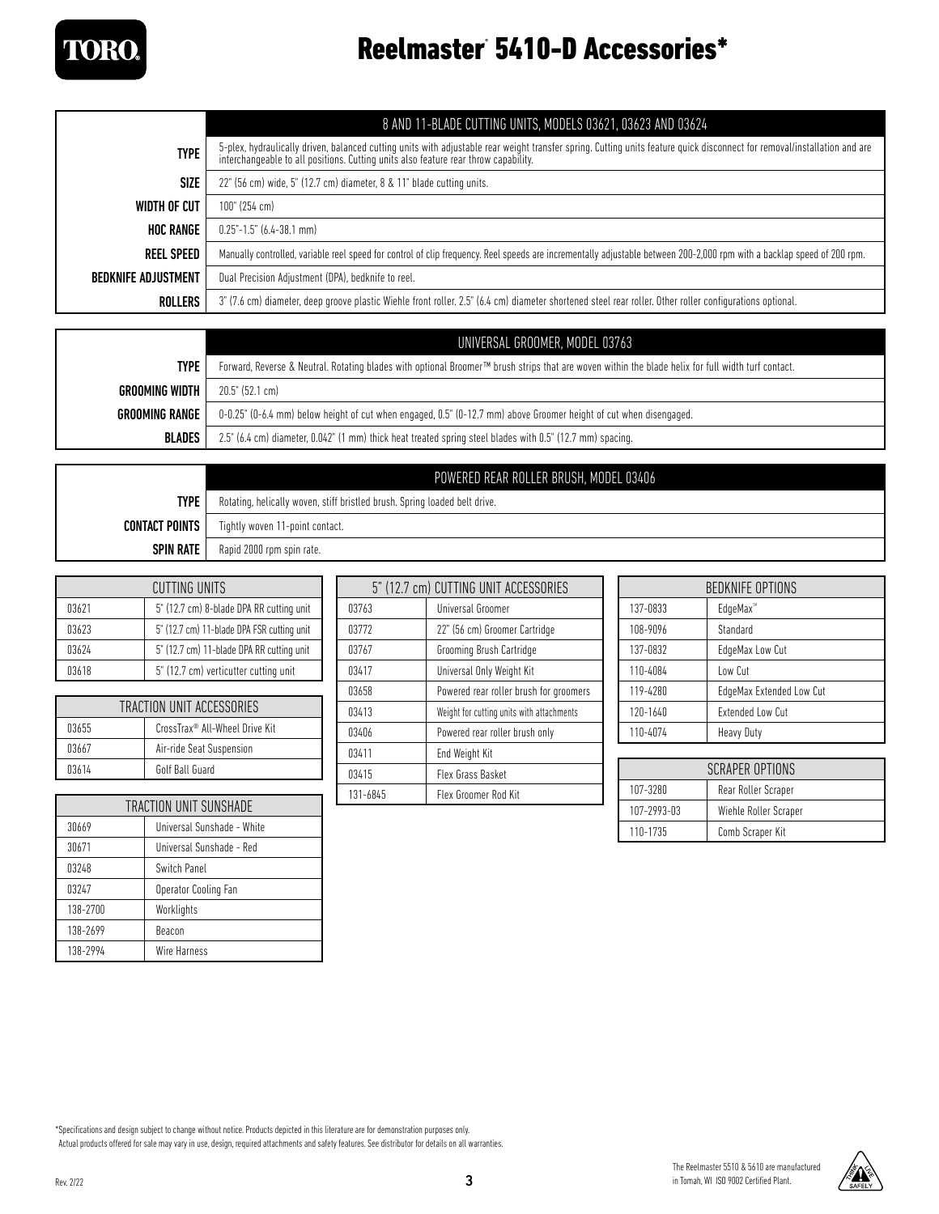# Reelmaster® 5410-D Accessories*

| | 8 AND 11-BLADE CUTTING UNITS, MODELS 03621, 03623 AND 03624 |
|---|---|
| **TYPE** | 5-plex, hydraulically driven, balanced cutting units with adjustable rear weight transfer spring. Cutting units feature quick disconnect for removal/installation and are interchangeable to all positions. Cutting units also feature rear throw capability. |
| **SIZE** | 22" (56 cm) wide, 5" (12.7 cm) diameter, 8 & 11" blade cutting units. |
| **WIDTH OF CUT** | 100" (254 cm) |
| **HOC RANGE** | 0.25"-1.5" (6.4-38.1 mm) |
| **REEL SPEED** | Manually controlled, variable reel speed for control of clip frequency. Reel speeds are incrementally adjustable between 200-2,000 rpm with a backlap speed of 200 rpm. |
| **BEDKNIFE ADJUSTMENT** | Dual Precision Adjustment (DPA), bedknife to reel. |
| **ROLLERS** | 3" (7.6 cm) diameter, deep groove plastic Wiehle front roller. 2.5" (6.4 cm) diameter shortened steel rear roller. Other roller configurations optional. |

| | UNIVERSAL GROOMER, MODEL 03763 |
|---|---|
| **TYPE** | Forward, Reverse & Neutral. Rotating blades with optional Broomer™ brush strips that are woven within the blade helix for full width turf contact. |
| **GROOMING WIDTH** | 20.5" (52.1 cm) |
| **GROOMING RANGE** | 0-0.25" (0-6.4 mm) below height of cut when engaged, 0.5" (0-12.7 mm) above Groomer height of cut when disengaged. |
| **BLADES** | 2.5" (6.4 cm) diameter, 0.042" (1 mm) thick heat treated spring steel blades with 0.5" (12.7 mm) spacing. |

| | POWERED REAR ROLLER BRUSH, MODEL 03406 |
|---|---|
| **TYPE** | Rotating, helically woven, stiff bristled brush. Spring loaded belt drive. |
| **CONTACT POINTS** | Tightly woven 11-point contact. |
| **SPIN RATE** | Rapid 2000 rpm spin rate. |

| CUTTING UNITS | |
|---|---|
| 03621 | 5" (12.7 cm) 8-blade DPA RR cutting unit |
| 03623 | 5" (12.7 cm) 11-blade DPA FSR cutting unit |
| 03624 | 5" (12.7 cm) 11-blade DPA RR cutting unit |
| 03618 | 5" (12.7 cm) verticutter cutting unit |

| TRACTION UNIT ACCESSORIES | |
|---|---|
| 03655 | CrossTrax® All-Wheel Drive Kit |
| 03667 | Air-ride Seat Suspension |
| 03614 | Golf Ball Guard |

| TRACTION UNIT SUNSHADE | |
|---|---|
| 30669 | Universal Sunshade - White |
| 30671 | Universal Sunshade - Red |
| 03248 | Switch Panel |
| 03247 | Operator Cooling Fan |
| 138-2700 | Worklights |
| 138-2699 | Beacon |
| 138-2994 | Wire Harness |

| 5" (12.7 cm) CUTTING UNIT ACCESSORIES | |
|---|---|
| 03763 | Universal Groomer |
| 03772 | 22" (56 cm) Groomer Cartridge |
| 03767 | Grooming Brush Cartridge |
| 03417 | Universal Only Weight Kit |
| 03658 | Powered rear roller brush for groomers |
| 03413 | Weight for cutting units with attachments |
| 03406 | Powered rear roller brush only |
| 03411 | End Weight Kit |
| 03415 | Flex Grass Basket |
| 131-6845 | Flex Groomer Rod Kit |

| BEDKNIFE OPTIONS | |
|---|---|
| 137-0833 | EdgeMax™ |
| 108-9096 | Standard |
| 137-0832 | EdgeMax Low Cut |
| 110-4084 | Low Cut |
| 119-4280 | EdgeMax Extended Low Cut |
| 120-1640 | Extended Low Cut |
| 110-4074 | Heavy Duty |

| SCRAPER OPTIONS | |
|---|---|
| 107-3280 | Rear Roller Scraper |
| 107-2993-03 | Wiehle Roller Scraper |
| 110-1735 | Comb Scraper Kit |

*Specifications and design subject to change without notice. Products depicted in this literature are for demonstration purposes only. Actual products offered for sale may vary in use, design, required attachments and safety features. See distributor for details on all warranties.

Rev. 2/22

The Reelmaster 5510 & 5610 are manufactured in Tomah, WI ISO 9002 Certified Plant.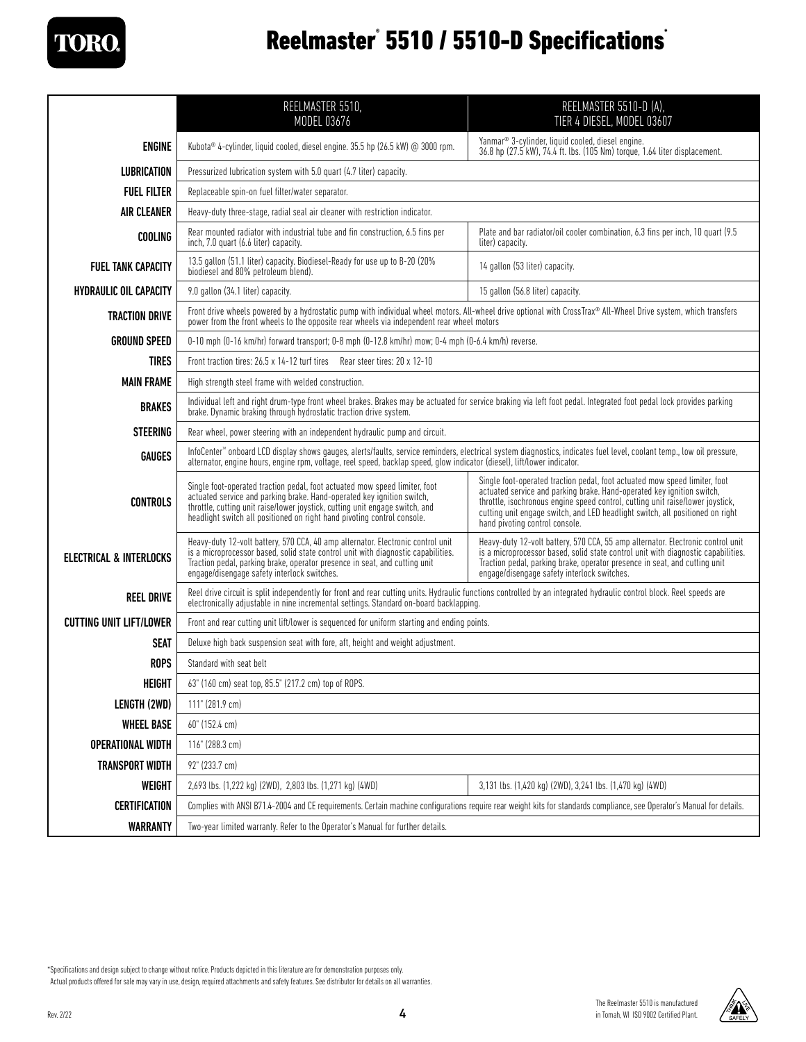# Reelmaster® 5510 / 5510-D Specifications*

| | REELMASTER 5510, MODEL 03676 | REELMASTER 5510-D (A), TIER 4 DIESEL, MODEL 03607 |
|---|---|---|
| **ENGINE** | Kubota® 4-cylinder, liquid cooled, diesel engine. 35.5 hp (26.5 kW) @ 3000 rpm. | Yanmar® 3-cylinder, liquid cooled, diesel engine. 36.8 hp (27.5 kW), 74.4 ft. lbs. (105 Nm) torque, 1.64 liter displacement. |
| **LUBRICATION** | Pressurized lubrication system with 5.0 quart (4.7 liter) capacity. | |
| **FUEL FILTER** | Replaceable spin-on fuel filter/water separator. | |
| **AIR CLEANER** | Heavy-duty three-stage, radial seal air cleaner with restriction indicator. | |
| **COOLING** | Rear mounted radiator with industrial tube and fin construction, 6.5 fins per inch, 7.0 quart (6.6 liter) capacity. | Plate and bar radiator/oil cooler combination, 6.3 fins per inch, 10 quart (9.5 liter) capacity. |
| **FUEL TANK CAPACITY** | 13.5 gallon (51.1 liter) capacity. Biodiesel-Ready for use up to B-20 (20% biodiesel and 80% petroleum blend). | 14 gallon (53 liter) capacity. |
| **HYDRAULIC OIL CAPACITY** | 9.0 gallon (34.1 liter) capacity. | 15 gallon (56.8 liter) capacity. |
| **TRACTION DRIVE** | Front drive wheels powered by a hydrostatic pump with individual wheel motors. All-wheel drive optional with CrossTrax® All-Wheel Drive system, which transfers power from the front wheels to the opposite rear wheels via independent rear wheel motors | |
| **GROUND SPEED** | 0-10 mph (0-16 km/hr) forward transport; 0-8 mph (0-12.8 km/hr) mow; 0-4 mph (0-6.4 km/h) reverse. | |
| **TIRES** | Front traction tires: 26.5 x 14-12 turf tires Rear steer tires: 20 x 12-10 | |
| **MAIN FRAME** | High strength steel frame with welded construction. | |
| **BRAKES** | Individual left and right drum-type front wheel brakes. Brakes may be actuated for service braking via left foot pedal. Integrated foot pedal lock provides parking brake. Dynamic braking through hydrostatic traction drive system. | |
| **STEERING** | Rear wheel, power steering with an independent hydraulic pump and circuit. | |
| **GAUGES** | InfoCenter™ onboard LCD display shows gauges, alerts/faults, service reminders, electrical system diagnostics, indicates fuel level, coolant temp., low oil pressure, alternator, engine hours, engine rpm, voltage, reel speed, backlap speed, glow indicator (diesel), lift/lower indicator. | |
| **CONTROLS** | Single foot-operated traction pedal, foot actuated mow speed limiter, foot actuated service and parking brake. Hand-operated key ignition switch, throttle, cutting unit raise/lower joystick, cutting unit engage switch, and headlight switch all positioned on right hand pivoting control console. | Single foot-operated traction pedal, foot actuated mow speed limiter, foot actuated service and parking brake. Hand-operated key ignition switch, throttle, isochronous engine speed control, cutting unit raise/lower joystick, cutting unit engage switch, and LED headlight switch, all positioned on right hand pivoting control console. |
| **ELECTRICAL & INTERLOCKS** | Heavy-duty 12-volt battery, 570 CCA, 40 amp alternator. Electronic control unit is a microprocessor based, solid state control unit with diagnostic capabilities. Traction pedal, parking brake, operator presence in seat, and cutting unit engage/disengage safety interlock switches. | Heavy-duty 12-volt battery, 570 CCA, 55 amp alternator. Electronic control unit is a microprocessor based, solid state control unit with diagnostic capabilities. Traction pedal, parking brake, operator presence in seat, and cutting unit engage/disengage safety interlock switches. |
| **REEL DRIVE** | Reel drive circuit is split independently for front and rear cutting units. Hydraulic functions controlled by an integrated hydraulic control block. Reel speeds are electronically adjustable in nine incremental settings. Standard on-board backlapping. | |
| **CUTTING UNIT LIFT/LOWER** | Front and rear cutting unit lift/lower is sequenced for uniform starting and ending points. | |
| **SEAT** | Deluxe high back suspension seat with fore, aft, height and weight adjustment. | |
| **ROPS** | Standard with seat belt | |
| **HEIGHT** | 63" (160 cm) seat top, 85.5" (217.2 cm) top of ROPS. | |
| **LENGTH (2WD)** | 111" (281.9 cm) | |
| **WHEEL BASE** | 60" (152.4 cm) | |
| **OPERATIONAL WIDTH** | 116" (288.3 cm) | |
| **TRANSPORT WIDTH** | 92" (233.7 cm) | |
| **WEIGHT** | 2,693 lbs. (1,222 kg) (2WD), 2,803 lbs. (1,271 kg) (4WD) | 3,131 lbs. (1,420 kg) (2WD), 3,241 lbs. (1,470 kg) (4WD) |
| **CERTIFICATION** | Complies with ANSI B71.4-2004 and CE requirements. Certain machine configurations require rear weight kits for standards compliance, see Operator's Manual for details. | |
| **WARRANTY** | Two-year limited warranty. Refer to the Operator's Manual for further details. | |

*Specifications and design subject to change without notice. Products depicted in this literature are for demonstration purposes only. Actual products offered for sale may vary in use, design, required attachments and safety features. See distributor for details on all warranties.

Rev. 2/22

The Reelmaster 5510 is manufactured in Tomah, WI ISO 9002 Certified Plant.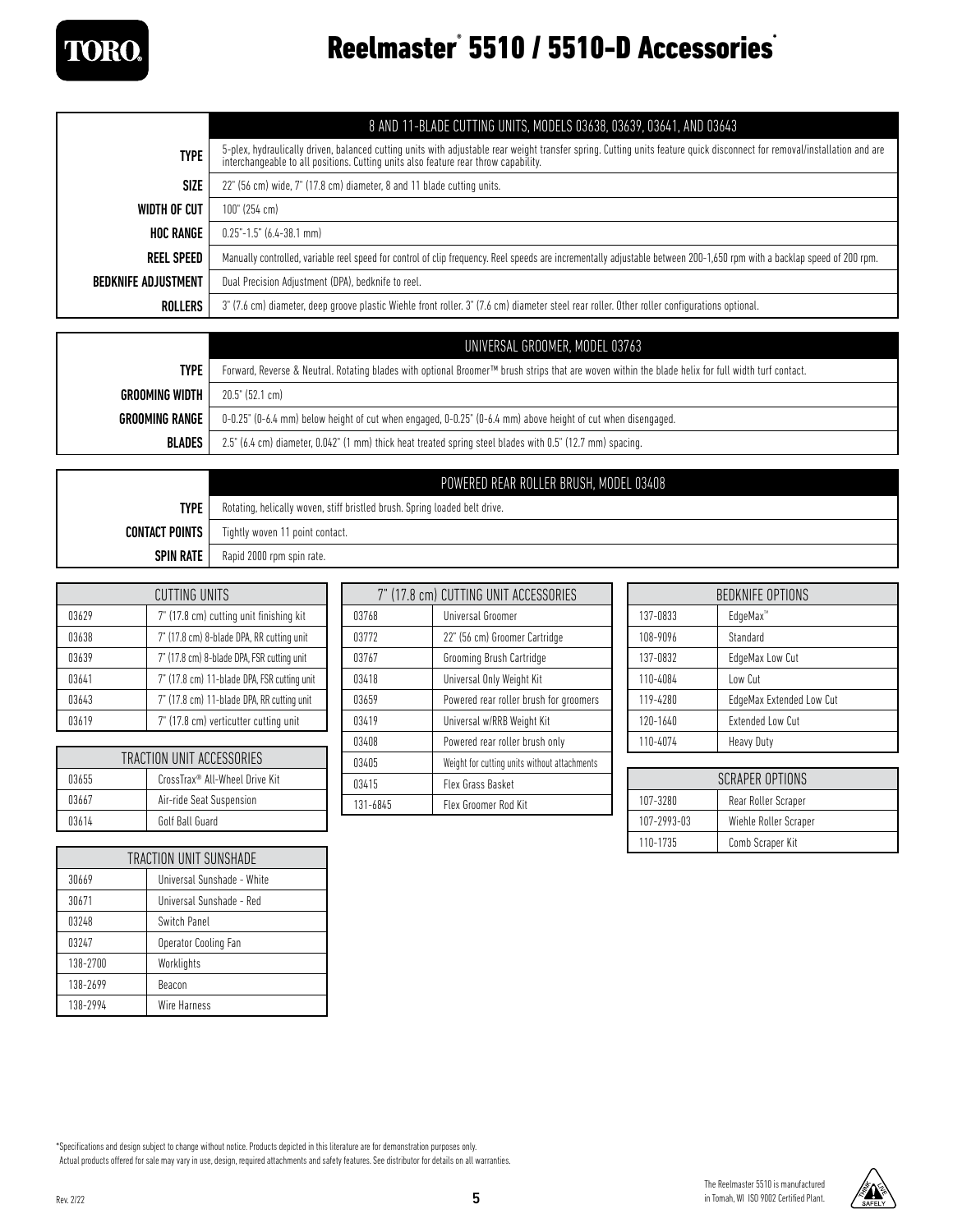# Reelmaster® 5510 / 5510-D Accessories*

| | 8 AND 11-BLADE CUTTING UNITS, MODELS 03638, 03639, 03641, AND 03643 |
|---|---|
| **TYPE** | 5-plex, hydraulically driven, balanced cutting units with adjustable rear weight transfer spring. Cutting units feature quick disconnect for removal/installation and are interchangeable to all positions. Cutting units also feature rear throw capability. |
| **SIZE** | 22" (56 cm) wide, 7" (17.8 cm) diameter, 8 and 11 blade cutting units. |
| **WIDTH OF CUT** | 100" (254 cm) |
| **HOC RANGE** | 0.25"-1.5" (6.4-38.1 mm) |
| **REEL SPEED** | Manually controlled, variable reel speed for control of clip frequency. Reel speeds are incrementally adjustable between 200-1,650 rpm with a backlap speed of 200 rpm. |
| **BEDKNIFE ADJUSTMENT** | Dual Precision Adjustment (DPA), bedknife to reel. |
| **ROLLERS** | 3" (7.6 cm) diameter, deep groove plastic Wiehle front roller. 3" (7.6 cm) diameter steel rear roller. Other roller configurations optional. |

| | UNIVERSAL GROOMER, MODEL 03763 |
|---|---|
| **TYPE** | Forward, Reverse & Neutral. Rotating blades with optional Broomer™ brush strips that are woven within the blade helix for full width turf contact. |
| **GROOMING WIDTH** | 20.5" (52.1 cm) |
| **GROOMING RANGE** | 0-0.25" (0-6.4 mm) below height of cut when engaged, 0-0.25" (0-6.4 mm) above height of cut when disengaged. |
| **BLADES** | 2.5" (6.4 cm) diameter, 0.042" (1 mm) thick heat treated spring steel blades with 0.5" (12.7 mm) spacing. |

| | POWERED REAR ROLLER BRUSH, MODEL 03408 |
|---|---|
| **TYPE** | Rotating, helically woven, stiff bristled brush. Spring loaded belt drive. |
| **CONTACT POINTS** | Tightly woven 11 point contact. |
| **SPIN RATE** | Rapid 2000 rpm spin rate. |

| CUTTING UNITS | |
|---|---|
| 03629 | 7" (17.8 cm) cutting unit finishing kit |
| 03638 | 7" (17.8 cm) 8-blade DPA, RR cutting unit |
| 03639 | 7" (17.8 cm) 8-blade DPA, FSR cutting unit |
| 03641 | 7" (17.8 cm) 11-blade DPA, FSR cutting unit |
| 03643 | 7" (17.8 cm) 11-blade DPA, RR cutting unit |
| 03619 | 7" (17.8 cm) verticutter cutting unit |

| TRACTION UNIT ACCESSORIES | |
|---|---|
| 03655 | CrossTrax® All-Wheel Drive Kit |
| 03667 | Air-ride Seat Suspension |
| 03614 | Golf Ball Guard |

| TRACTION UNIT SUNSHADE | |
|---|---|
| 30669 | Universal Sunshade - White |
| 30671 | Universal Sunshade - Red |
| 03248 | Switch Panel |
| 03247 | Operator Cooling Fan |
| 138-2700 | Worklights |
| 138-2699 | Beacon |
| 138-2994 | Wire Harness |

| 7" (17.8 cm) CUTTING UNIT ACCESSORIES | |
|---|---|
| 03768 | Universal Groomer |
| 03772 | 22" (56 cm) Groomer Cartridge |
| 03767 | Grooming Brush Cartridge |
| 03418 | Universal Only Weight Kit |
| 03659 | Powered rear roller brush for groomers |
| 03419 | Universal w/RRB Weight Kit |
| 03408 | Powered rear roller brush only |
| 03405 | Weight for cutting units without attachments |
| 03415 | Flex Grass Basket |
| 131-6845 | Flex Groomer Rod Kit |

| BEDKNIFE OPTIONS | |
|---|---|
| 137-0833 | EdgeMax™ |
| 108-9096 | Standard |
| 137-0832 | EdgeMax Low Cut |
| 110-4084 | Low Cut |
| 119-4280 | EdgeMax Extended Low Cut |
| 120-1640 | Extended Low Cut |
| 110-4074 | Heavy Duty |

| SCRAPER OPTIONS | |
|---|---|
| 107-3280 | Rear Roller Scraper |
| 107-2993-03 | Wiehle Roller Scraper |
| 110-1735 | Comb Scraper Kit |

*Specifications and design subject to change without notice. Products depicted in this literature are for demonstration purposes only. Actual products offered for sale may vary in use, design, required attachments and safety features. See distributor for details on all warranties.

Rev. 2/22

The Reelmaster 5510 is manufactured in Tomah, WI ISO 9002 Certified Plant.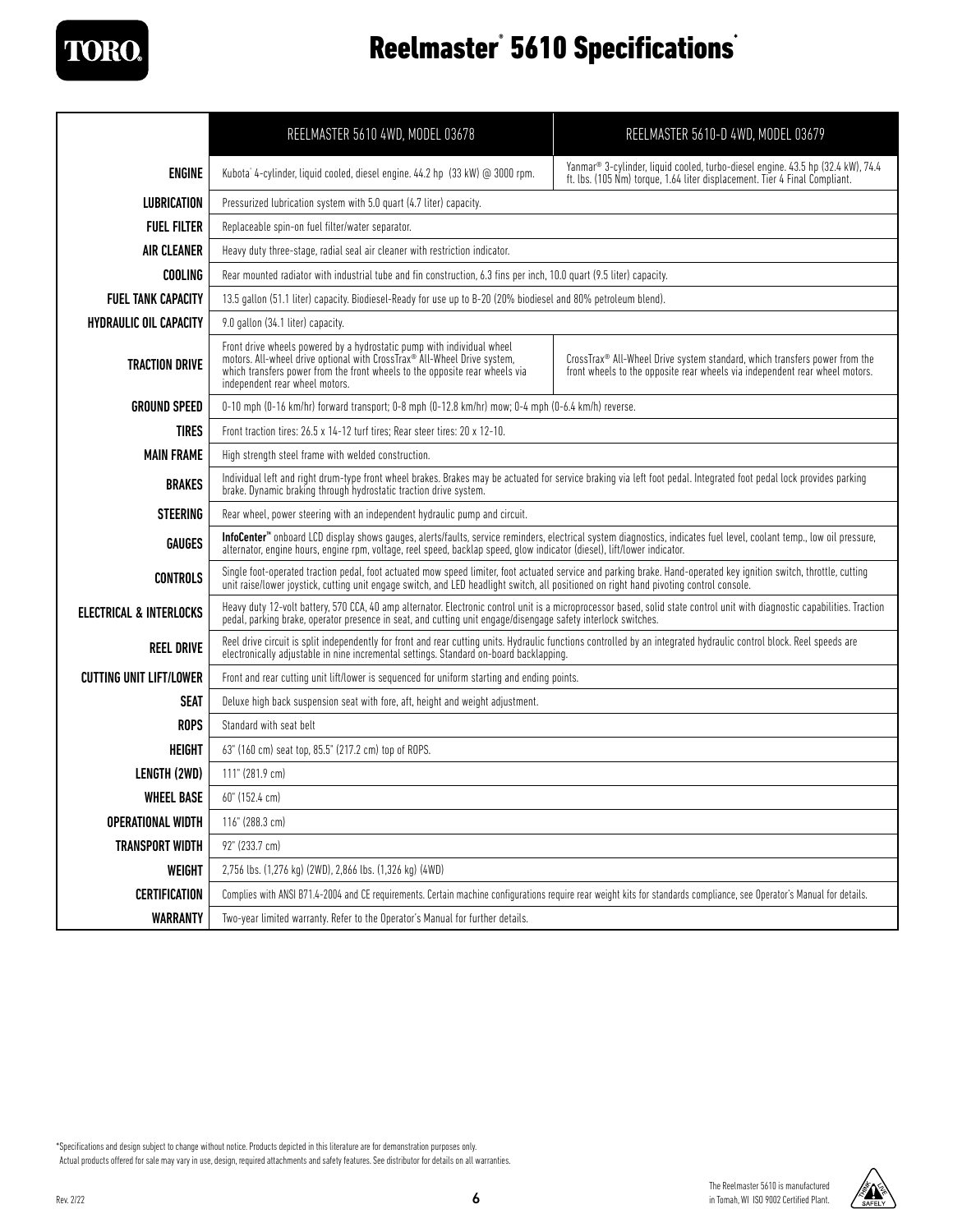# Reelmaster® 5610 Specifications*

| | REELMASTER 5610 4WD, MODEL 03678 | REELMASTER 5610-D 4WD, MODEL 03679 |
|---|---|---|
| **ENGINE** | Kubota® 4-cylinder, liquid cooled, diesel engine. 44.2 hp (33 kW) @ 3000 rpm. | Yanmar® 3-cylinder, liquid cooled, turbo-diesel engine. 43.5 hp (32.4 kW), 74.4 ft. lbs. (105 Nm) torque, 1.64 liter displacement. Tier 4 Final Compliant. |
| **LUBRICATION** | Pressurized lubrication system with 5.0 quart (4.7 liter) capacity. | |
| **FUEL FILTER** | Replaceable spin-on fuel filter/water separator. | |
| **AIR CLEANER** | Heavy duty three-stage, radial seal air cleaner with restriction indicator. | |
| **COOLING** | Rear mounted radiator with industrial tube and fin construction, 6.3 fins per inch, 10.0 quart (9.5 liter) capacity. | |
| **FUEL TANK CAPACITY** | 13.5 gallon (51.1 liter) capacity. Biodiesel-Ready for use up to B-20 (20% biodiesel and 80% petroleum blend). | |
| **HYDRAULIC OIL CAPACITY** | 9.0 gallon (34.1 liter) capacity. | |
| **TRACTION DRIVE** | Front drive wheels powered by a hydrostatic pump with individual wheel motors. All-wheel drive optional with CrossTrax® All-Wheel Drive system, which transfers power from the front wheels to the opposite rear wheels via independent rear wheel motors. | CrossTrax® All-Wheel Drive system standard, which transfers power from the front wheels to the opposite rear wheels via independent rear wheel motors. |
| **GROUND SPEED** | 0-10 mph (0-16 km/hr) forward transport; 0-8 mph (0-12.8 km/hr) mow; 0-4 mph (0-6.4 km/h) reverse. | |
| **TIRES** | Front traction tires: 26.5 x 14-12 turf tires; Rear steer tires: 20 x 12-10. | |
| **MAIN FRAME** | High strength steel frame with welded construction. | |
| **BRAKES** | Individual left and right drum-type front wheel brakes. Brakes may be actuated for service braking via left foot pedal. Integrated foot pedal lock provides parking brake. Dynamic braking through hydrostatic traction drive system. | |
| **STEERING** | Rear wheel, power steering with an independent hydraulic pump and circuit. | |
| **GAUGES** | **InfoCenter™** onboard LCD display shows gauges, alerts/faults, service reminders, electrical system diagnostics, indicates fuel level, coolant temp., low oil pressure, alternator, engine hours, engine rpm, voltage, reel speed, backlap speed, glow indicator (diesel), lift/lower indicator. | |
| **CONTROLS** | Single foot-operated traction pedal, foot actuated mow speed limiter, foot actuated service and parking brake. Hand-operated key ignition switch, throttle, cutting unit raise/lower joystick, cutting unit engage switch, and LED headlight switch, all positioned on right hand pivoting control console. | |
| **ELECTRICAL & INTERLOCKS** | Heavy duty 12-volt battery, 570 CCA, 40 amp alternator. Electronic control unit is a microprocessor based, solid state control unit with diagnostic capabilities. Traction pedal, parking brake, operator presence in seat, and cutting unit engage/disengage safety interlock switches. | |
| **REEL DRIVE** | Reel drive circuit is split independently for front and rear cutting units. Hydraulic functions controlled by an integrated hydraulic control block. Reel speeds are electronically adjustable in nine incremental settings. Standard on-board backlapping. | |
| **CUTTING UNIT LIFT/LOWER** | Front and rear cutting unit lift/lower is sequenced for uniform starting and ending points. | |
| **SEAT** | Deluxe high back suspension seat with fore, aft, height and weight adjustment. | |
| **ROPS** | Standard with seat belt | |
| **HEIGHT** | 63" (160 cm) seat top, 85.5" (217.2 cm) top of ROPS. | |
| **LENGTH (2WD)** | 111" (281.9 cm) | |
| **WHEEL BASE** | 60" (152.4 cm) | |
| **OPERATIONAL WIDTH** | 116" (288.3 cm) | |
| **TRANSPORT WIDTH** | 92" (233.7 cm) | |
| **WEIGHT** | 2,756 lbs. (1,276 kg) (2WD), 2,866 lbs. (1,326 kg) (4WD) | |
| **CERTIFICATION** | Complies with ANSI B71.4-2004 and CE requirements. Certain machine configurations require rear weight kits for standards compliance, see Operator's Manual for details. | |
| **WARRANTY** | Two-year limited warranty. Refer to the Operator's Manual for further details. | |

*Specifications and design subject to change without notice. Products depicted in this literature are for demonstration purposes only. Actual products offered for sale may vary in use, design, required attachments and safety features. See distributor for details on all warranties.

Rev. 2/22

The Reelmaster 5610 is manufactured in Tomah, WI ISO 9002 Certified Plant.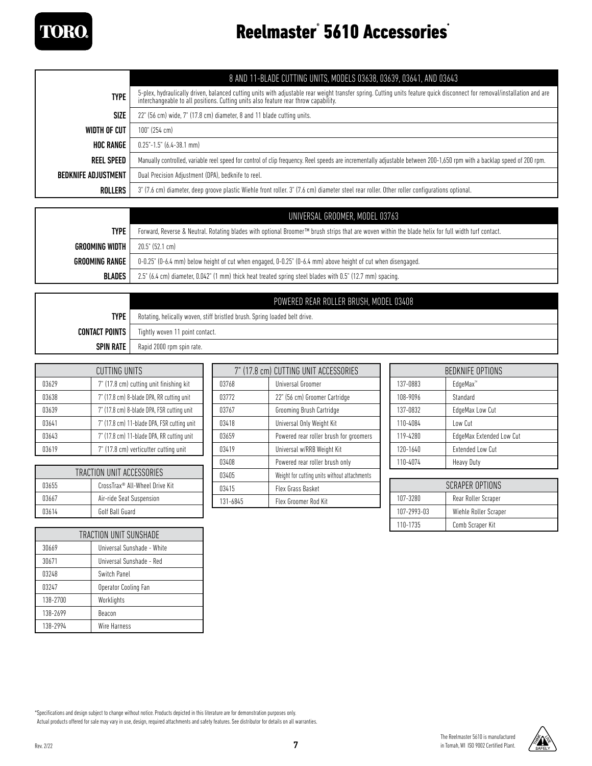# Reelmaster® 5610 Accessories*

| | 8 AND 11-BLADE CUTTING UNITS, MODELS 03638, 03639, 03641, AND 03643 |
|---|---|
| **TYPE** | 5-plex, hydraulically driven, balanced cutting units with adjustable rear weight transfer spring. Cutting units feature quick disconnect for removal/installation and are interchangeable to all positions. Cutting units also feature rear throw capability. |
| **SIZE** | 22" (56 cm) wide, 7" (17.8 cm) diameter, 8 and 11 blade cutting units. |
| **WIDTH OF CUT** | 100" (254 cm) |
| **HOC RANGE** | 0.25"-1.5" (6.4-38.1 mm) |
| **REEL SPEED** | Manually controlled, variable reel speed for control of clip frequency. Reel speeds are incrementally adjustable between 200-1,650 rpm with a backlap speed of 200 rpm. |
| **BEDKNIFE ADJUSTMENT** | Dual Precision Adjustment (DPA), bedknife to reel. |
| **ROLLERS** | 3" (7.6 cm) diameter, deep groove plastic Wiehle front roller. 3" (7.6 cm) diameter steel rear roller. Other roller configurations optional. |

| | UNIVERSAL GROOMER, MODEL 03763 |
|---|---|
| **TYPE** | Forward, Reverse & Neutral. Rotating blades with optional Broomer™ brush strips that are woven within the blade helix for full width turf contact. |
| **GROOMING WIDTH** | 20.5" (52.1 cm) |
| **GROOMING RANGE** | 0-0.25" (0-6.4 mm) below height of cut when engaged, 0-0.25" (0-6.4 mm) above height of cut when disengaged. |
| **BLADES** | 2.5" (6.4 cm) diameter, 0.042" (1 mm) thick heat treated spring steel blades with 0.5" (12.7 mm) spacing. |

| | POWERED REAR ROLLER BRUSH, MODEL 03408 |
|---|---|
| **TYPE** | Rotating, helically woven, stiff bristled brush. Spring loaded belt drive. |
| **CONTACT POINTS** | Tightly woven 11 point contact. |
| **SPIN RATE** | Rapid 2000 rpm spin rate. |

| CUTTING UNITS | |
|---|---|
| 03629 | 7" (17.8 cm) cutting unit finishing kit |
| 03638 | 7" (17.8 cm) 8-blade DPA, RR cutting unit |
| 03639 | 7" (17.8 cm) 8-blade DPA, FSR cutting unit |
| 03641 | 7" (17.8 cm) 11-blade DPA, FSR cutting unit |
| 03643 | 7" (17.8 cm) 11-blade DPA, RR cutting unit |
| 03619 | 7" (17.8 cm) verticutter cutting unit |

| TRACTION UNIT ACCESSORIES | |
|---|---|
| 03655 | CrossTrax® All-Wheel Drive Kit |
| 03667 | Air-ride Seat Suspension |
| 03614 | Golf Ball Guard |

| TRACTION UNIT SUNSHADE | |
|---|---|
| 30669 | Universal Sunshade - White |
| 30671 | Universal Sunshade - Red |
| 03248 | Switch Panel |
| 03247 | Operator Cooling Fan |
| 138-2700 | Worklights |
| 138-2699 | Beacon |
| 138-2994 | Wire Harness |

| 7" (17.8 cm) CUTTING UNIT ACCESSORIES | |
|---|---|
| 03768 | Universal Groomer |
| 03772 | 22" (56 cm) Groomer Cartridge |
| 03767 | Grooming Brush Cartridge |
| 03418 | Universal Only Weight Kit |
| 03659 | Powered rear roller brush for groomers |
| 03419 | Universal w/RRB Weight Kit |
| 03408 | Powered rear roller brush only |
| 03405 | Weight for cutting units without attachments |
| 03415 | Flex Grass Basket |
| 131-6845 | Flex Groomer Rod Kit |

| BEDKNIFE OPTIONS | |
|---|---|
| 137-0883 | EdgeMax™ |
| 108-9096 | Standard |
| 137-0832 | EdgeMax Low Cut |
| 110-4084 | Low Cut |
| 119-4280 | EdgeMax Extended Low Cut |
| 120-1640 | Extended Low Cut |
| 110-4074 | Heavy Duty |

| SCRAPER OPTIONS | |
|---|---|
| 107-3280 | Rear Roller Scraper |
| 107-2993-03 | Wiehle Roller Scraper |
| 110-1735 | Comb Scraper Kit |

*Specifications and design subject to change without notice. Products depicted in this literature are for demonstration purposes only. Actual products offered for sale may vary in use, design, required attachments and safety features. See distributor for details on all warranties.

Rev. 2/22

The Reelmaster 5610 is manufactured in Tomah, WI ISO 9002 Certified Plant.